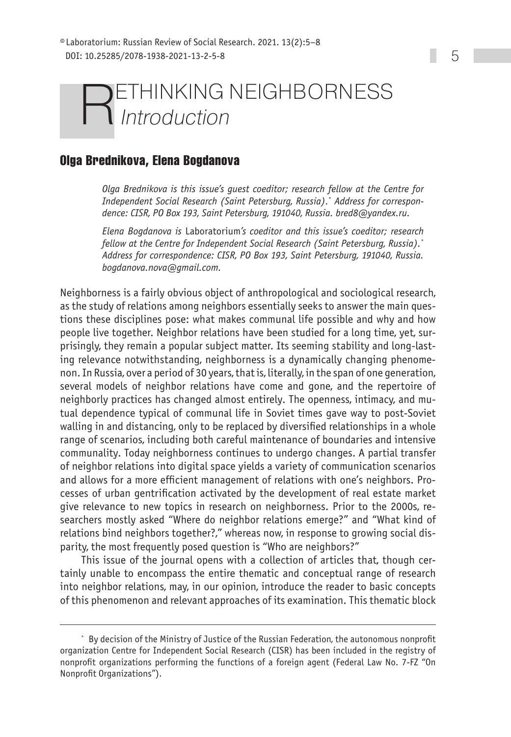# RETHINKING NEIGHBORNESS
## *Introduction*

**Olga Brednikova, Elena Bogdanova**

*Olga Brednikova is this issue's guest coeditor; research fellow at the Centre for Independent Social Research (Saint Petersburg, Russia).\* Address for correspondence: CISR, PO Box 193, Saint Petersburg, 191040, Russia. bred8@yandex.ru.*

*Elena Bogdanova is* Laboratorium*'s coeditor and this issue's coeditor; research fellow at the Centre for Independent Social Research (Saint Petersburg, Russia).\* Address for correspondence: CISR, PO Box 193, Saint Petersburg, 191040, Russia. bogdanova.nova@gmail.com.*

Neighborness is a fairly obvious object of anthropological and sociological research, as the study of relations among neighbors essentially seeks to answer the main questions these disciplines pose: what makes communal life possible and why and how people live together. Neighbor relations have been studied for a long time, yet, surprisingly, they remain a popular subject matter. Its seeming stability and long-lasting relevance notwithstanding, neighborness is a dynamically changing phenomenon. In Russia, over a period of 30 years, that is, literally, in the span of one generation, several models of neighbor relations have come and gone, and the repertoire of neighborly practices has changed almost entirely. The openness, intimacy, and mutual dependence typical of communal life in Soviet times gave way to post-Soviet walling in and distancing, only to be replaced by diversified relationships in a whole range of scenarios, including both careful maintenance of boundaries and intensive communality. Today neighborness continues to undergo changes. A partial transfer of neighbor relations into digital space yields a variety of communication scenarios and allows for a more efficient management of relations with one's neighbors. Processes of urban gentrification activated by the development of real estate market give relevance to new topics in research on neighborness. Prior to the 2000s, researchers mostly asked "Where do neighbor relations emerge?" and "What kind of relations bind neighbors together?," whereas now, in response to growing social disparity, the most frequently posed question is "Who are neighbors?"

This issue of the journal opens with a collection of articles that, though certainly unable to encompass the entire thematic and conceptual range of research into neighbor relations, may, in our opinion, introduce the reader to basic concepts of this phenomenon and relevant approaches of its examination. This thematic block

---

\* By decision of the Ministry of Justice of the Russian Federation, the autonomous nonprofit organization Centre for Independent Social Research (CISR) has been included in the registry of nonprofit organizations performing the functions of a foreign agent (Federal Law No. 7-FZ "On Nonprofit Organizations").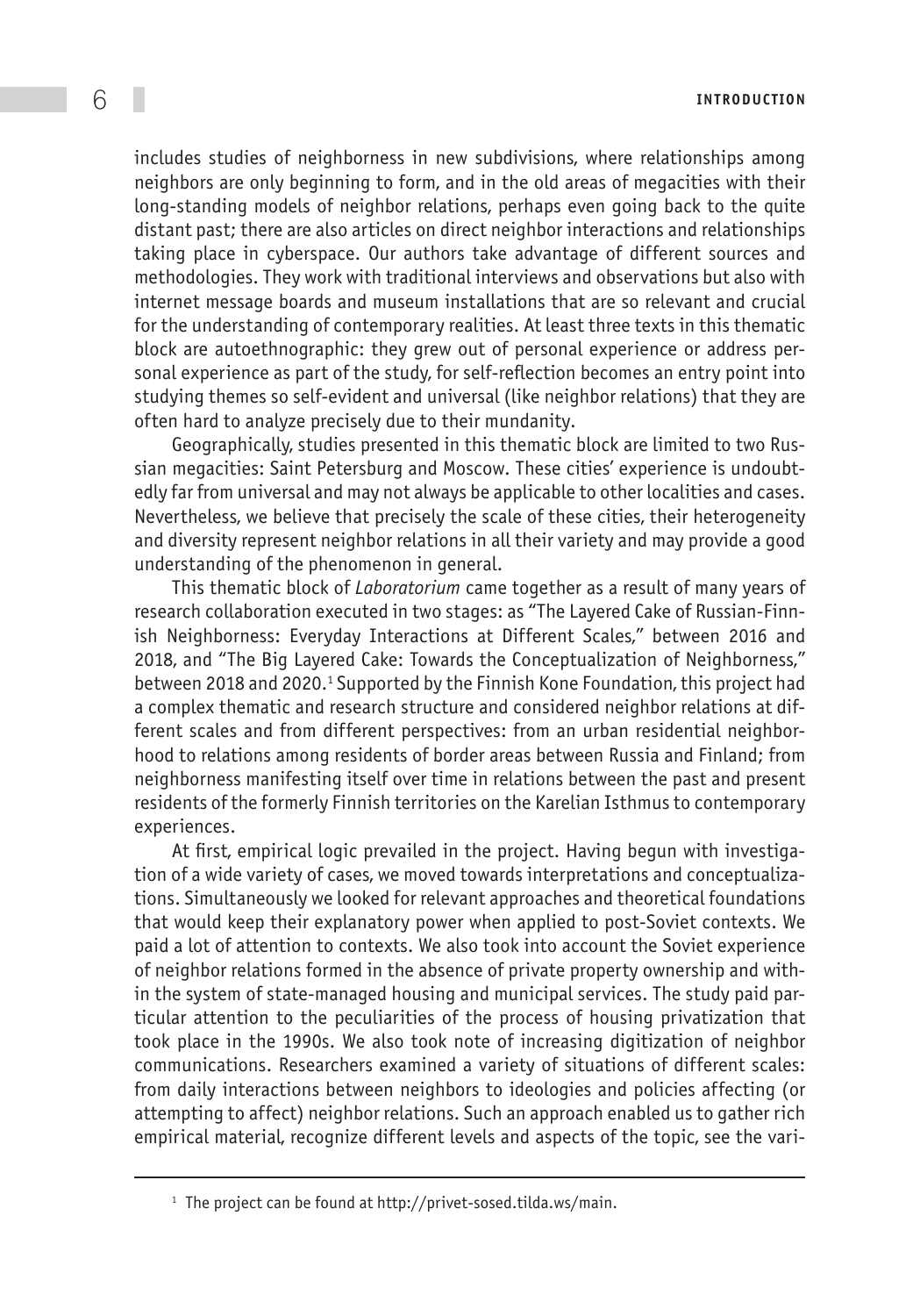includes studies of neighborness in new subdivisions, where relationships among neighbors are only beginning to form, and in the old areas of megacities with their long-standing models of neighbor relations, perhaps even going back to the quite distant past; there are also articles on direct neighbor interactions and relationships taking place in cyberspace. Our authors take advantage of different sources and methodologies. They work with traditional interviews and observations but also with internet message boards and museum installations that are so relevant and crucial for the understanding of contemporary realities. At least three texts in this thematic block are autoethnographic: they grew out of personal experience or address personal experience as part of the study, for self-reflection becomes an entry point into studying themes so self-evident and universal (like neighbor relations) that they are often hard to analyze precisely due to their mundanity.

Geographically, studies presented in this thematic block are limited to two Russian megacities: Saint Petersburg and Moscow. These cities' experience is undoubtedly far from universal and may not always be applicable to other localities and cases. Nevertheless, we believe that precisely the scale of these cities, their heterogeneity and diversity represent neighbor relations in all their variety and may provide a good understanding of the phenomenon in general.

This thematic block of *Laboratorium* came together as a result of many years of research collaboration executed in two stages: as "The Layered Cake of Russian-Finnish Neighborness: Everyday Interactions at Different Scales," between 2016 and 2018, and "The Big Layered Cake: Towards the Conceptualization of Neighborness," between 2018 and 2020.[1] Supported by the Finnish Kone Foundation, this project had a complex thematic and research structure and considered neighbor relations at different scales and from different perspectives: from an urban residential neighborhood to relations among residents of border areas between Russia and Finland; from neighborness manifesting itself over time in relations between the past and present residents of the formerly Finnish territories on the Karelian Isthmus to contemporary experiences.

At first, empirical logic prevailed in the project. Having begun with investigation of a wide variety of cases, we moved towards interpretations and conceptualizations. Simultaneously we looked for relevant approaches and theoretical foundations that would keep their explanatory power when applied to post-Soviet contexts. We paid a lot of attention to contexts. We also took into account the Soviet experience of neighbor relations formed in the absence of private property ownership and within the system of state-managed housing and municipal services. The study paid particular attention to the peculiarities of the process of housing privatization that took place in the 1990s. We also took note of increasing digitization of neighbor communications. Researchers examined a variety of situations of different scales: from daily interactions between neighbors to ideologies and policies affecting (or attempting to affect) neighbor relations. Such an approach enabled us to gather rich empirical material, recognize different levels and aspects of the topic, see the vari-

[1] The project can be found at http://privet-sosed.tilda.ws/main.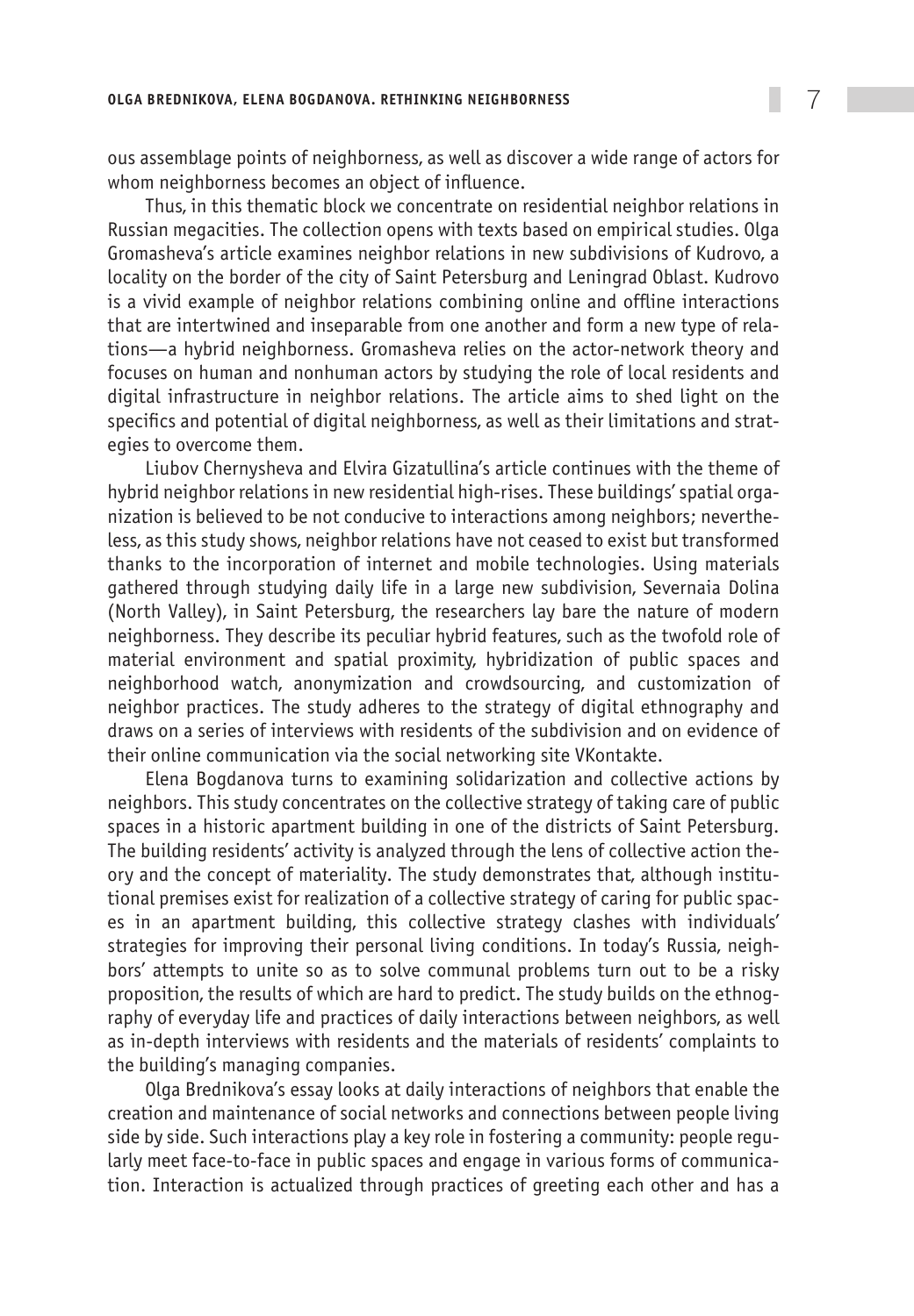ous assemblage points of neighborness, as well as discover a wide range of actors for whom neighborness becomes an object of influence.

Thus, in this thematic block we concentrate on residential neighbor relations in Russian megacities. The collection opens with texts based on empirical studies. Olga Gromasheva's article examines neighbor relations in new subdivisions of Kudrovo, a locality on the border of the city of Saint Petersburg and Leningrad Oblast. Kudrovo is a vivid example of neighbor relations combining online and offline interactions that are intertwined and inseparable from one another and form a new type of relations—a hybrid neighborness. Gromasheva relies on the actor-network theory and focuses on human and nonhuman actors by studying the role of local residents and digital infrastructure in neighbor relations. The article aims to shed light on the specifics and potential of digital neighborness, as well as their limitations and strategies to overcome them.

Liubov Chernysheva and Elvira Gizatullina's article continues with the theme of hybrid neighbor relations in new residential high-rises. These buildings' spatial organization is believed to be not conducive to interactions among neighbors; nevertheless, as this study shows, neighbor relations have not ceased to exist but transformed thanks to the incorporation of internet and mobile technologies. Using materials gathered through studying daily life in a large new subdivision, Severnaia Dolina (North Valley), in Saint Petersburg, the researchers lay bare the nature of modern neighborness. They describe its peculiar hybrid features, such as the twofold role of material environment and spatial proximity, hybridization of public spaces and neighborhood watch, anonymization and crowdsourcing, and customization of neighbor practices. The study adheres to the strategy of digital ethnography and draws on a series of interviews with residents of the subdivision and on evidence of their online communication via the social networking site VKontakte.

Elena Bogdanova turns to examining solidarization and collective actions by neighbors. This study concentrates on the collective strategy of taking care of public spaces in a historic apartment building in one of the districts of Saint Petersburg. The building residents' activity is analyzed through the lens of collective action theory and the concept of materiality. The study demonstrates that, although institutional premises exist for realization of a collective strategy of caring for public spaces in an apartment building, this collective strategy clashes with individuals' strategies for improving their personal living conditions. In today's Russia, neighbors' attempts to unite so as to solve communal problems turn out to be a risky proposition, the results of which are hard to predict. The study builds on the ethnography of everyday life and practices of daily interactions between neighbors, as well as in-depth interviews with residents and the materials of residents' complaints to the building's managing companies.

Olga Brednikova's essay looks at daily interactions of neighbors that enable the creation and maintenance of social networks and connections between people living side by side. Such interactions play a key role in fostering a community: people regularly meet face-to-face in public spaces and engage in various forms of communication. Interaction is actualized through practices of greeting each other and has a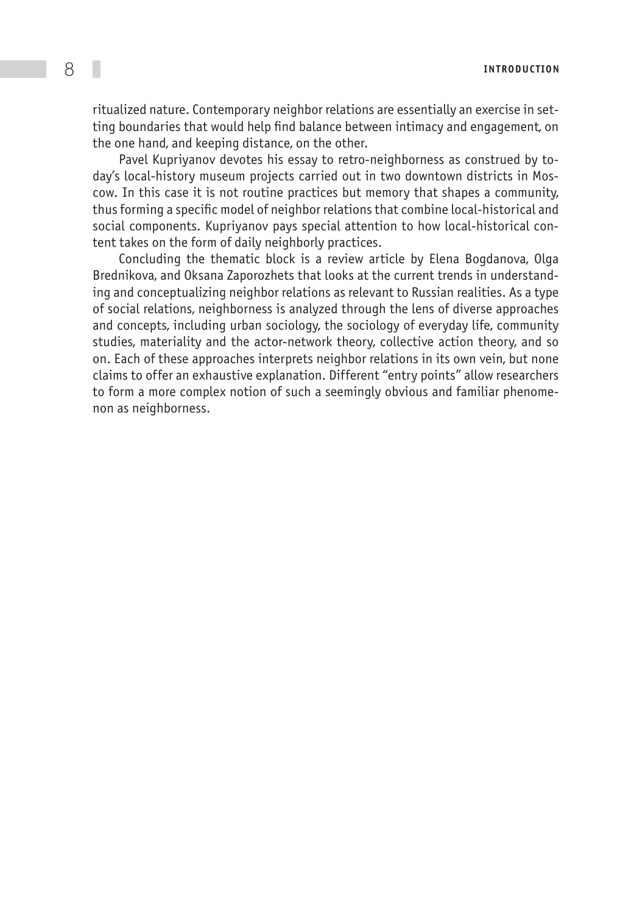ritualized nature. Contemporary neighbor relations are essentially an exercise in setting boundaries that would help find balance between intimacy and engagement, on the one hand, and keeping distance, on the other.

Pavel Kupriyanov devotes his essay to retro-neighborness as construed by today's local-history museum projects carried out in two downtown districts in Moscow. In this case it is not routine practices but memory that shapes a community, thus forming a specific model of neighbor relations that combine local-historical and social components. Kupriyanov pays special attention to how local-historical content takes on the form of daily neighborly practices.

Concluding the thematic block is a review article by Elena Bogdanova, Olga Brednikova, and Oksana Zaporozhets that looks at the current trends in understanding and conceptualizing neighbor relations as relevant to Russian realities. As a type of social relations, neighborness is analyzed through the lens of diverse approaches and concepts, including urban sociology, the sociology of everyday life, community studies, materiality and the actor-network theory, collective action theory, and so on. Each of these approaches interprets neighbor relations in its own vein, but none claims to offer an exhaustive explanation. Different "entry points" allow researchers to form a more complex notion of such a seemingly obvious and familiar phenomenon as neighborness.